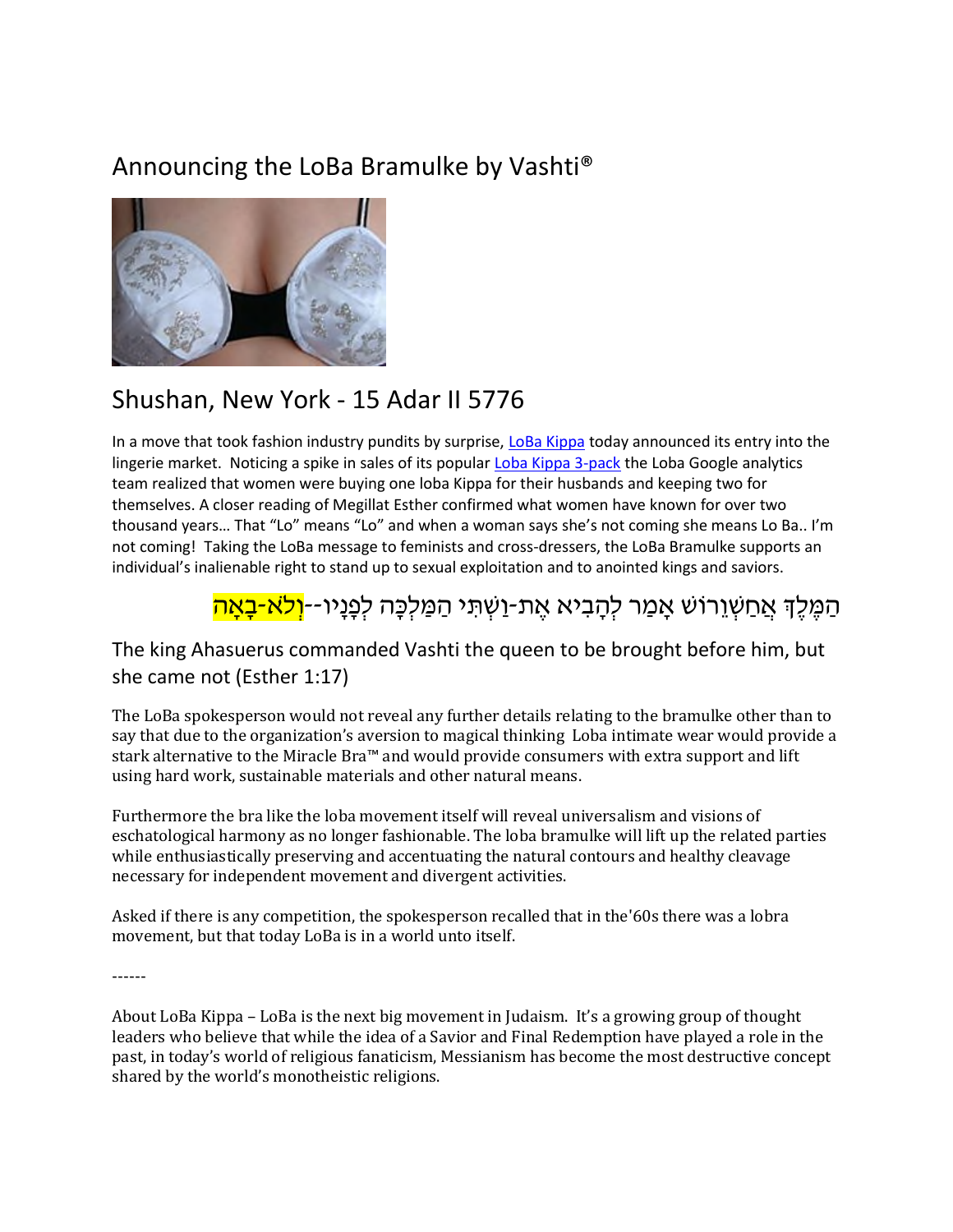# Announcing the LoBa Bramulke by Vashti®

## Shushan, New York - 15 Adar II 5776

In a move that took fashion industry pundits by surprise, LoBa Kippa today announced its entry into the lingerie market. Noticing a spike in sales of its popular Loba Kippa 3-pack the Loba Google analytics team realized that women were buying one loba Kippa for their husbands and keeping two for themselves. A closer reading of Megillat Esther confirmed what women have known for over two thousand years... That "Lo" means "Lo" and when a woman says she's not coming she means Lo Ba.. I'm not coming! Taking the LoBa message to feminists and cross-dressers, the LoBa Bramulke supports an individual's inalienable right to stand up to sexual exploitation and to anointed kings and saviors.

הַמֶּלֶךְ אֲחַשְׁוֵרוֹשׁ אָמַר לְהָבִיא אֶת-וַשְׁתִּי הַמַּלְכָּה לְפָנָיו--וְלֹא-בָאָה

## The king Ahasuerus commanded Vashti the queen to be brought before him, but she came not (Esther 1:17)

The LoBa spokesperson would not reveal any further details relating to the bramulke other than to say that due to the organization's aversion to magical thinking Loba intimate wear would provide a stark alternative to the Miracle Bra™ and would provide consumers with extra support and lift using hard work, sustainable materials and other natural means.

Furthermore the bra like the loba movement itself will reveal universalism and visions of eschatological harmony as no longer fashionable. The loba bramulke will lift up the related parties while enthusiastically preserving and accentuating the natural contours and healthy cleavage necessary for independent movement and divergent activities.

Asked if there is any competition, the spokesperson recalled that in the'60s there was a lobra movement, but that today LoBa is in a world unto itself.

------

About LoBa Kippa – LoBa is the next big movement in Judaism. It's a growing group of thought leaders who believe that while the idea of a Savior and Final Redemption have played a role in the past, in today's world of religious fanaticism, Messianism has become the most destructive concept shared by the world's monotheistic religions.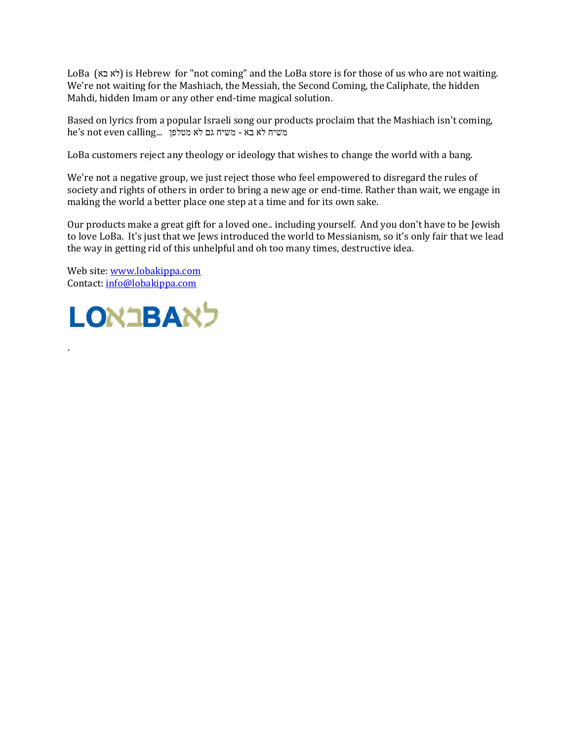LoBa (לא בא) is Hebrew for "not coming" and the LoBa store is for those of us who are not waiting. We're not waiting for the Mashiach, the Messiah, the Second Coming, the Caliphate, the hidden Mahdi, hidden Imam or any other end-time magical solution.

Based on lyrics from a popular Israeli song our products proclaim that the Mashiach isn't coming, he's not even calling... משיח לא בא - משיח גם לא מטלפן

LoBa customers reject any theology or ideology that wishes to change the world with a bang.

We're not a negative group, we just reject those who feel empowered to disregard the rules of society and rights of others in order to bring a new age or end-time. Rather than wait, we engage in making the world a better place one step at a time and for its own sake.

Our products make a great gift for a loved one.. including yourself. And you don't have to be Jewish to love LoBa. It's just that we Jews introduced the world to Messianism, so it's only fair that we lead the way in getting rid of this unhelpful and oh too many times, destructive idea.

Web site: www.lobakippa.com
Contact: info@lobakippa.com

LOבאBAלא

.